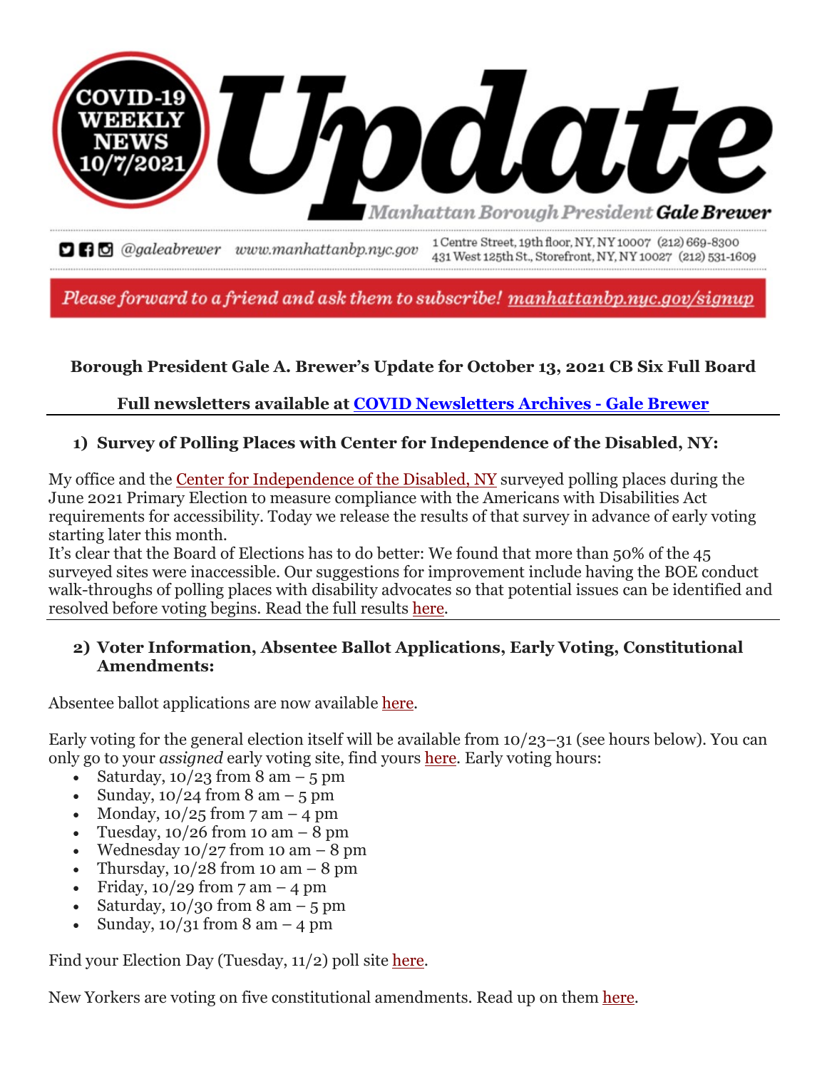COVID-19 WEEKLY NEWS 10/7/2021

# Update

Manhattan Borough President **Gale Brewer**

@galeabrewer www.manhattanbp.nyc.gov 1 Centre Street, 19th floor, NY, NY 10007 (212) 669-8300 431 West 125th St., Storefront, NY, NY 10027 (212) 531-1609

*Please forward to a friend and ask them to subscribe!* manhattanbp.nyc.gov/signup

**Borough President Gale A. Brewer's Update for October 13, 2021 CB Six Full Board**

**Full newsletters available at COVID Newsletters Archives - Gale Brewer**

## 1) Survey of Polling Places with Center for Independence of the Disabled, NY:

My office and the Center for Independence of the Disabled, NY surveyed polling places during the June 2021 Primary Election to measure compliance with the Americans with Disabilities Act requirements for accessibility. Today we release the results of that survey in advance of early voting starting later this month.
It's clear that the Board of Elections has to do better: We found that more than 50% of the 45 surveyed sites were inaccessible. Our suggestions for improvement include having the BOE conduct walk-throughs of polling places with disability advocates so that potential issues can be identified and resolved before voting begins. Read the full results here.

## 2) Voter Information, Absentee Ballot Applications, Early Voting, Constitutional Amendments:

Absentee ballot applications are now available here.

Early voting for the general election itself will be available from 10/23–31 (see hours below). You can only go to your *assigned* early voting site, find yours here. Early voting hours:

- Saturday, 10/23 from 8 am – 5 pm
- Sunday, 10/24 from 8 am – 5 pm
- Monday, 10/25 from 7 am – 4 pm
- Tuesday, 10/26 from 10 am – 8 pm
- Wednesday 10/27 from 10 am – 8 pm
- Thursday, 10/28 from 10 am – 8 pm
- Friday, 10/29 from 7 am – 4 pm
- Saturday, 10/30 from 8 am – 5 pm
- Sunday, 10/31 from 8 am – 4 pm

Find your Election Day (Tuesday, 11/2) poll site here.

New Yorkers are voting on five constitutional amendments. Read up on them here.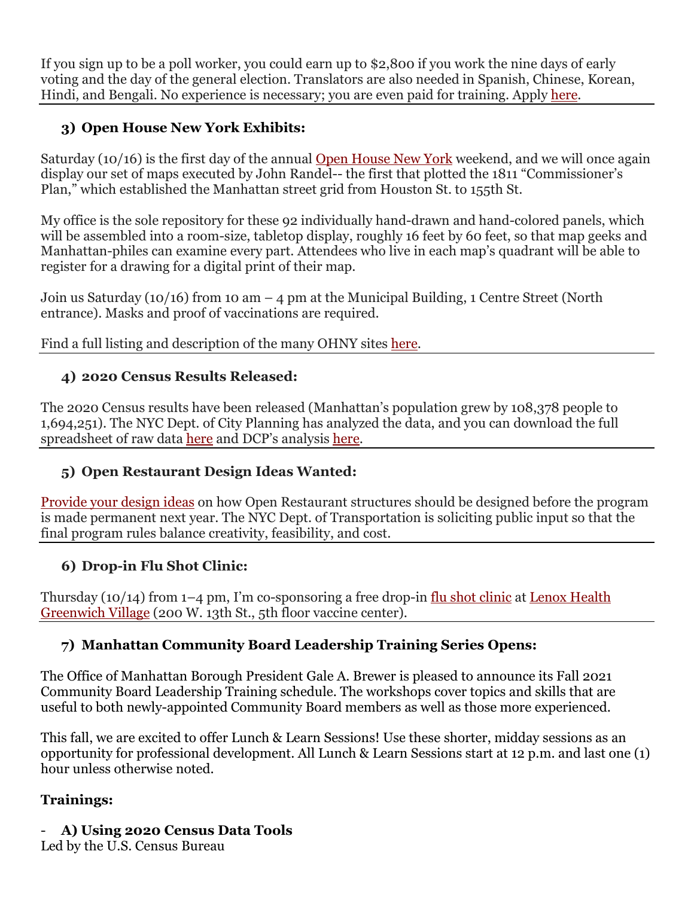If you sign up to be a poll worker, you could earn up to $2,800 if you work the nine days of early voting and the day of the general election. Translators are also needed in Spanish, Chinese, Korean, Hindi, and Bengali. No experience is necessary; you are even paid for training. Apply here.

### 3) Open House New York Exhibits:

Saturday (10/16) is the first day of the annual Open House New York weekend, and we will once again display our set of maps executed by John Randel-- the first that plotted the 1811 "Commissioner's Plan," which established the Manhattan street grid from Houston St. to 155th St.

My office is the sole repository for these 92 individually hand-drawn and hand-colored panels, which will be assembled into a room-size, tabletop display, roughly 16 feet by 60 feet, so that map geeks and Manhattan-philes can examine every part. Attendees who live in each map's quadrant will be able to register for a drawing for a digital print of their map.

Join us Saturday (10/16) from 10 am – 4 pm at the Municipal Building, 1 Centre Street (North entrance). Masks and proof of vaccinations are required.

Find a full listing and description of the many OHNY sites here.

### 4) 2020 Census Results Released:

The 2020 Census results have been released (Manhattan's population grew by 108,378 people to 1,694,251). The NYC Dept. of City Planning has analyzed the data, and you can download the full spreadsheet of raw data here and DCP's analysis here.

### 5) Open Restaurant Design Ideas Wanted:

Provide your design ideas on how Open Restaurant structures should be designed before the program is made permanent next year. The NYC Dept. of Transportation is soliciting public input so that the final program rules balance creativity, feasibility, and cost.

### 6) Drop-in Flu Shot Clinic:

Thursday (10/14) from 1–4 pm, I'm co-sponsoring a free drop-in flu shot clinic at Lenox Health Greenwich Village (200 W. 13th St., 5th floor vaccine center).

### 7) Manhattan Community Board Leadership Training Series Opens:

The Office of Manhattan Borough President Gale A. Brewer is pleased to announce its Fall 2021 Community Board Leadership Training schedule. The workshops cover topics and skills that are useful to both newly-appointed Community Board members as well as those more experienced.

This fall, we are excited to offer Lunch & Learn Sessions! Use these shorter, midday sessions as an opportunity for professional development. All Lunch & Learn Sessions start at 12 p.m. and last one (1) hour unless otherwise noted.

**Trainings:**

- **A) Using 2020 Census Data Tools**

Led by the U.S. Census Bureau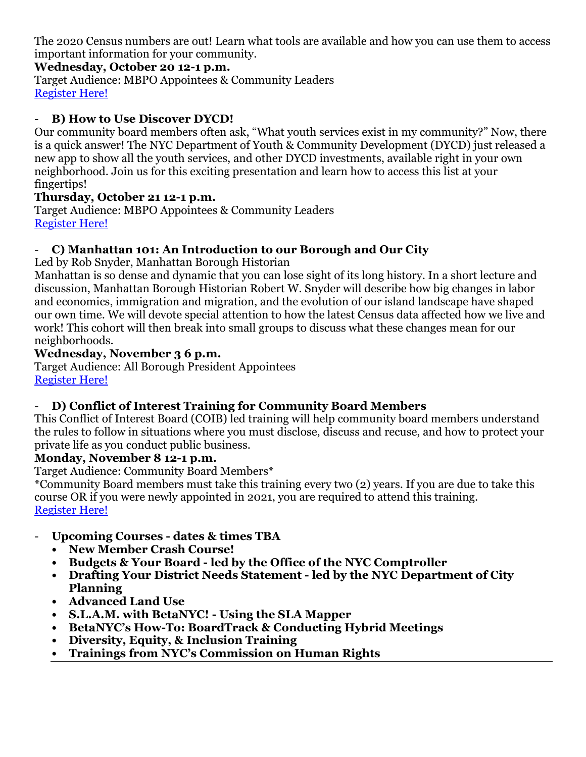The 2020 Census numbers are out! Learn what tools are available and how you can use them to access important information for your community.

**Wednesday, October 20 12-1 p.m.**
Target Audience: MBPO Appointees & Community Leaders
Register Here!

- **B) How to Use Discover DYCD!**

Our community board members often ask, "What youth services exist in my community?" Now, there is a quick answer! The NYC Department of Youth & Community Development (DYCD) just released a new app to show all the youth services, and other DYCD investments, available right in your own neighborhood. Join us for this exciting presentation and learn how to access this list at your fingertips!

**Thursday, October 21 12-1 p.m.**
Target Audience: MBPO Appointees & Community Leaders
Register Here!

- **C) Manhattan 101: An Introduction to our Borough and Our City**

Led by Rob Snyder, Manhattan Borough Historian
Manhattan is so dense and dynamic that you can lose sight of its long history. In a short lecture and discussion, Manhattan Borough Historian Robert W. Snyder will describe how big changes in labor and economics, immigration and migration, and the evolution of our island landscape have shaped our own time. We will devote special attention to how the latest Census data affected how we live and work! This cohort will then break into small groups to discuss what these changes mean for our neighborhoods.

**Wednesday, November 3 6 p.m.**
Target Audience: All Borough President Appointees
Register Here!

- **D) Conflict of Interest Training for Community Board Members**

This Conflict of Interest Board (COIB) led training will help community board members understand the rules to follow in situations where you must disclose, discuss and recuse, and how to protect your private life as you conduct public business.

**Monday, November 8 12-1 p.m.**
Target Audience: Community Board Members*
*Community Board members must take this training every two (2) years. If you are due to take this course OR if you were newly appointed in 2021, you are required to attend this training.
Register Here!

- **Upcoming Courses - dates & times TBA**
  - **New Member Crash Course!**
  - **Budgets & Your Board - led by the Office of the NYC Comptroller**
  - **Drafting Your District Needs Statement - led by the NYC Department of City Planning**
  - **Advanced Land Use**
  - **S.L.A.M. with BetaNYC! - Using the SLA Mapper**
  - **BetaNYC's How-To: BoardTrack & Conducting Hybrid Meetings**
  - **Diversity, Equity, & Inclusion Training**
  - **Trainings from NYC's Commission on Human Rights**